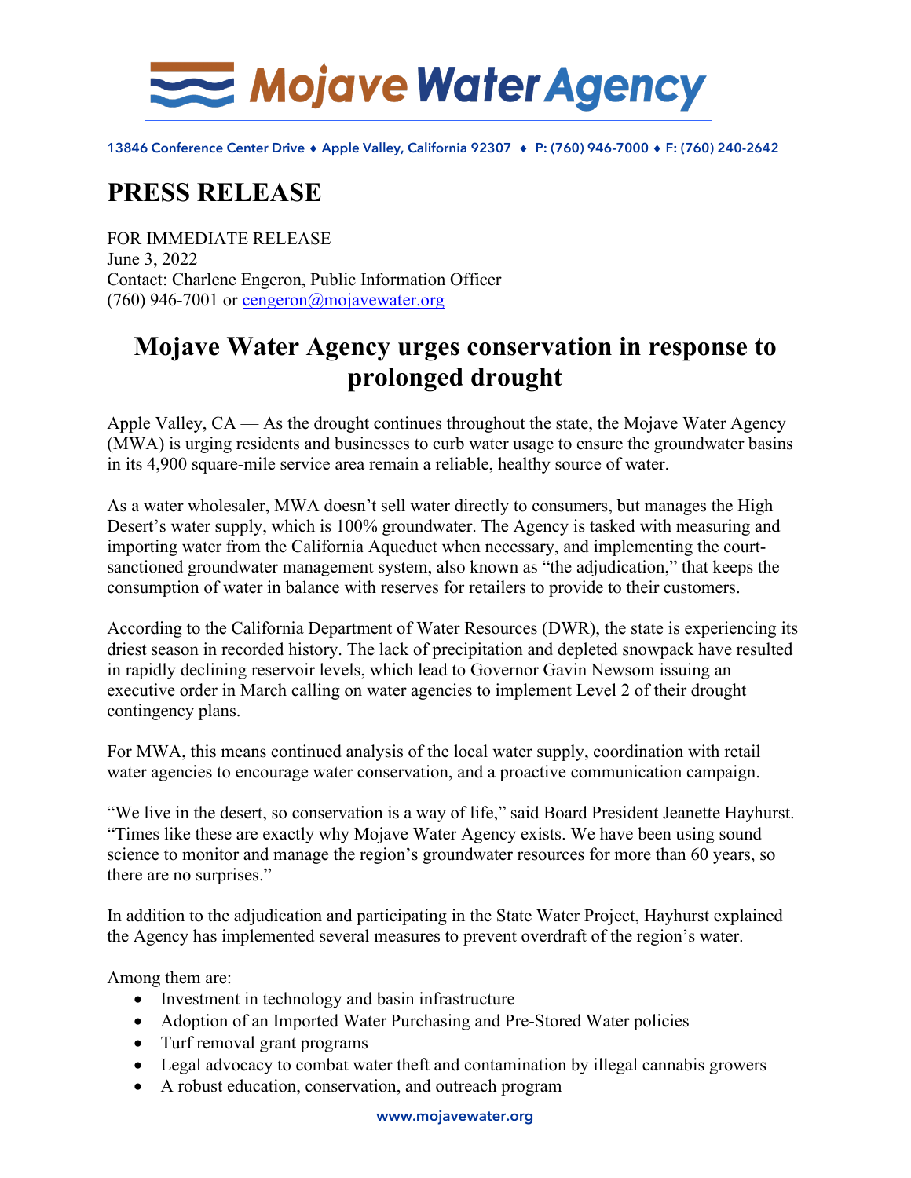# Mojave Water Agency

13846 Conference Center Drive ♦ Apple Valley, California 92307 ♦ P: (760) 946-7000 ♦ F: (760) 240-2642

## PRESS RELEASE

FOR IMMEDIATE RELEASE
June 3, 2022
Contact: Charlene Engeron, Public Information Officer
(760) 946-7001 or cengeron@mojavewater.org

## Mojave Water Agency urges conservation in response to prolonged drought

Apple Valley, CA — As the drought continues throughout the state, the Mojave Water Agency (MWA) is urging residents and businesses to curb water usage to ensure the groundwater basins in its 4,900 square-mile service area remain a reliable, healthy source of water.

As a water wholesaler, MWA doesn't sell water directly to consumers, but manages the High Desert's water supply, which is 100% groundwater. The Agency is tasked with measuring and importing water from the California Aqueduct when necessary, and implementing the court-sanctioned groundwater management system, also known as "the adjudication," that keeps the consumption of water in balance with reserves for retailers to provide to their customers.

According to the California Department of Water Resources (DWR), the state is experiencing its driest season in recorded history. The lack of precipitation and depleted snowpack have resulted in rapidly declining reservoir levels, which lead to Governor Gavin Newsom issuing an executive order in March calling on water agencies to implement Level 2 of their drought contingency plans.

For MWA, this means continued analysis of the local water supply, coordination with retail water agencies to encourage water conservation, and a proactive communication campaign.

"We live in the desert, so conservation is a way of life," said Board President Jeanette Hayhurst. "Times like these are exactly why Mojave Water Agency exists. We have been using sound science to monitor and manage the region's groundwater resources for more than 60 years, so there are no surprises."

In addition to the adjudication and participating in the State Water Project, Hayhurst explained the Agency has implemented several measures to prevent overdraft of the region's water.

Among them are:

- Investment in technology and basin infrastructure
- Adoption of an Imported Water Purchasing and Pre-Stored Water policies
- Turf removal grant programs
- Legal advocacy to combat water theft and contamination by illegal cannabis growers
- A robust education, conservation, and outreach program

www.mojavewater.org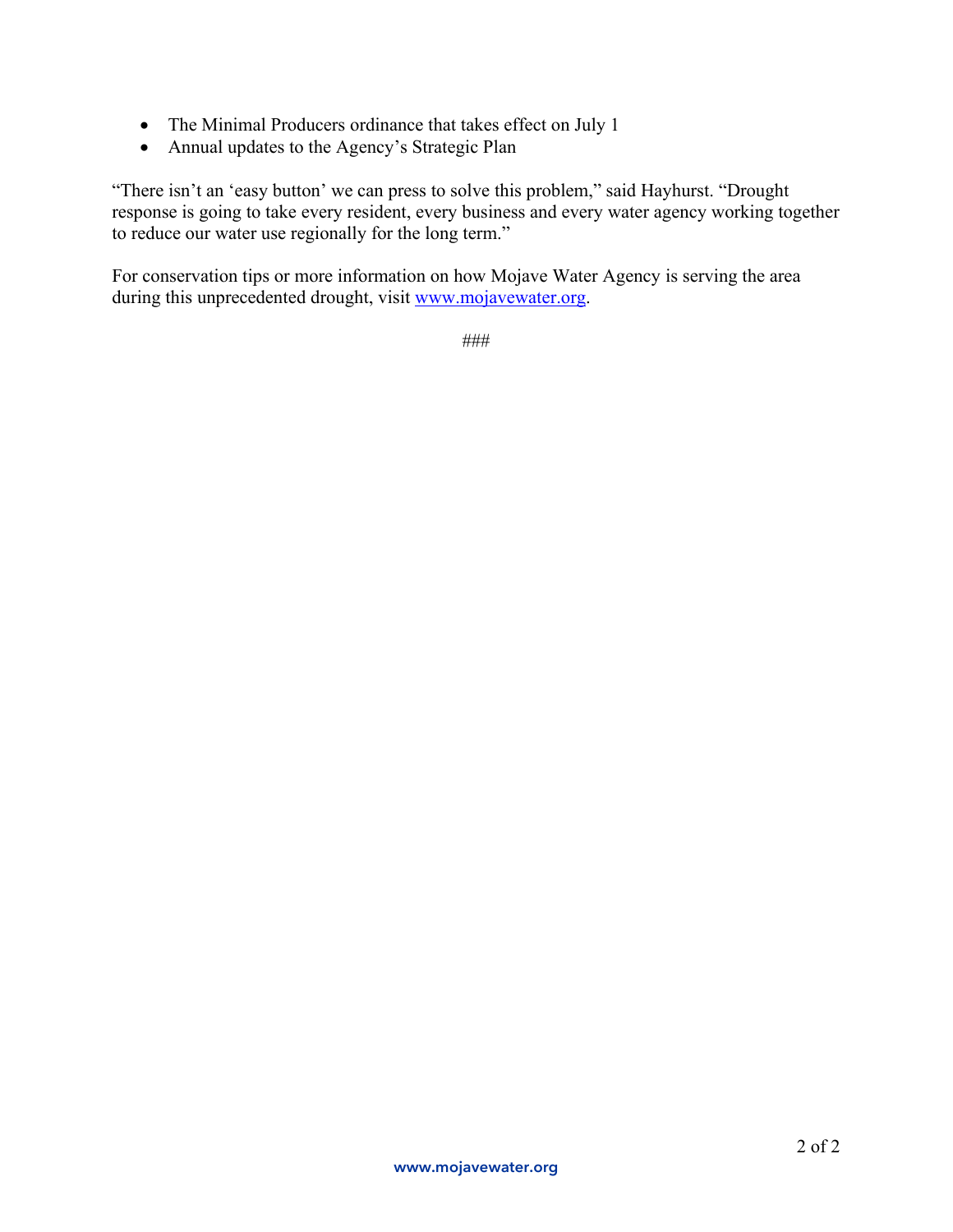- The Minimal Producers ordinance that takes effect on July 1
- Annual updates to the Agency's Strategic Plan

"There isn't an 'easy button' we can press to solve this problem," said Hayhurst. "Drought response is going to take every resident, every business and every water agency working together to reduce our water use regionally for the long term."

For conservation tips or more information on how Mojave Water Agency is serving the area during this unprecedented drought, visit www.mojavewater.org.

###